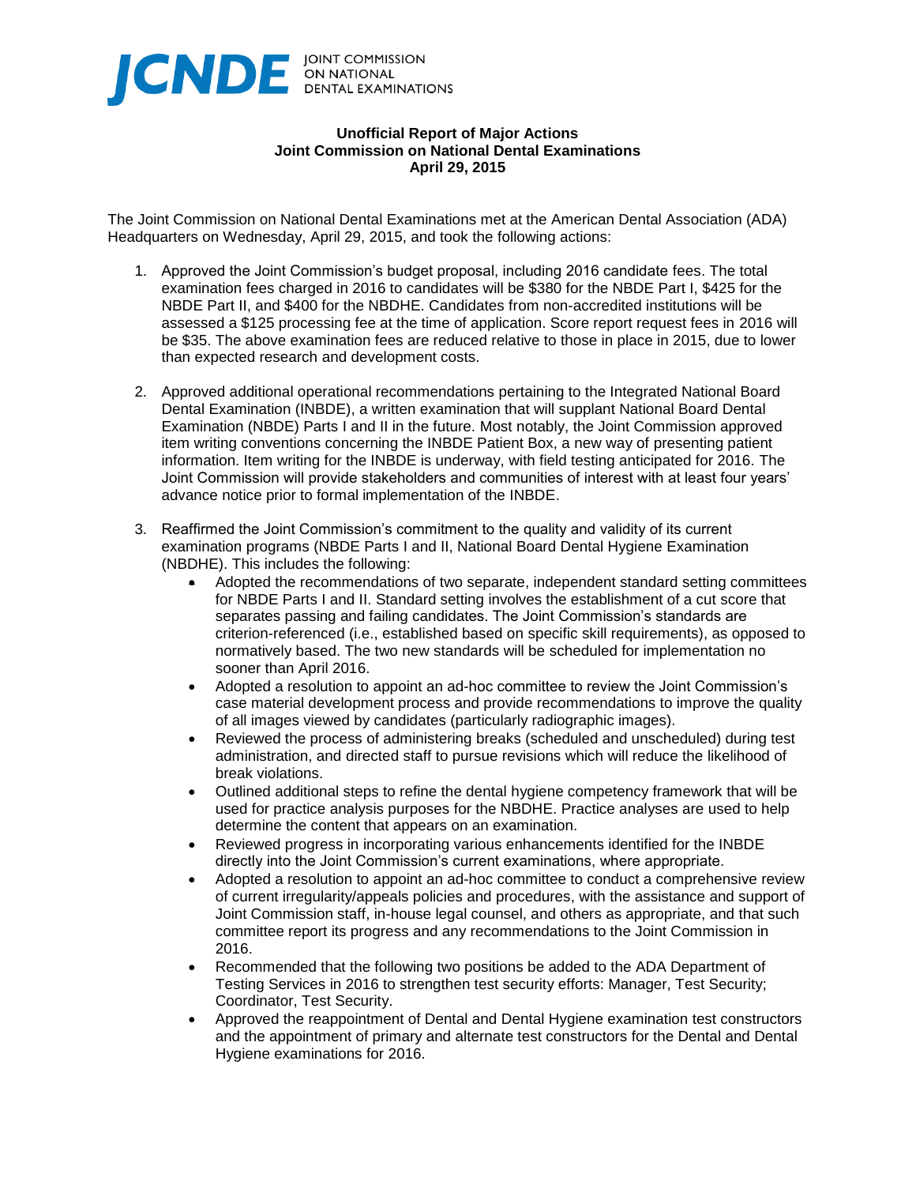JCNDE JOINT COMMISSION ON NATIONAL DENTAL EXAMINATIONS

**Unofficial Report of Major Actions**
**Joint Commission on National Dental Examinations**
**April 29, 2015**

The Joint Commission on National Dental Examinations met at the American Dental Association (ADA) Headquarters on Wednesday, April 29, 2015, and took the following actions:

1. Approved the Joint Commission's budget proposal, including 2016 candidate fees. The total examination fees charged in 2016 to candidates will be $380 for the NBDE Part I, $425 for the NBDE Part II, and $400 for the NBDHE. Candidates from non-accredited institutions will be assessed a $125 processing fee at the time of application. Score report request fees in 2016 will be $35. The above examination fees are reduced relative to those in place in 2015, due to lower than expected research and development costs.

2. Approved additional operational recommendations pertaining to the Integrated National Board Dental Examination (INBDE), a written examination that will supplant National Board Dental Examination (NBDE) Parts I and II in the future. Most notably, the Joint Commission approved item writing conventions concerning the INBDE Patient Box, a new way of presenting patient information. Item writing for the INBDE is underway, with field testing anticipated for 2016. The Joint Commission will provide stakeholders and communities of interest with at least four years' advance notice prior to formal implementation of the INBDE.

3. Reaffirmed the Joint Commission's commitment to the quality and validity of its current examination programs (NBDE Parts I and II, National Board Dental Hygiene Examination (NBDHE). This includes the following:
   - Adopted the recommendations of two separate, independent standard setting committees for NBDE Parts I and II. Standard setting involves the establishment of a cut score that separates passing and failing candidates. The Joint Commission's standards are criterion-referenced (i.e., established based on specific skill requirements), as opposed to normatively based. The two new standards will be scheduled for implementation no sooner than April 2016.
   - Adopted a resolution to appoint an ad-hoc committee to review the Joint Commission's case material development process and provide recommendations to improve the quality of all images viewed by candidates (particularly radiographic images).
   - Reviewed the process of administering breaks (scheduled and unscheduled) during test administration, and directed staff to pursue revisions which will reduce the likelihood of break violations.
   - Outlined additional steps to refine the dental hygiene competency framework that will be used for practice analysis purposes for the NBDHE. Practice analyses are used to help determine the content that appears on an examination.
   - Reviewed progress in incorporating various enhancements identified for the INBDE directly into the Joint Commission's current examinations, where appropriate.
   - Adopted a resolution to appoint an ad-hoc committee to conduct a comprehensive review of current irregularity/appeals policies and procedures, with the assistance and support of Joint Commission staff, in-house legal counsel, and others as appropriate, and that such committee report its progress and any recommendations to the Joint Commission in 2016.
   - Recommended that the following two positions be added to the ADA Department of Testing Services in 2016 to strengthen test security efforts: Manager, Test Security; Coordinator, Test Security.
   - Approved the reappointment of Dental and Dental Hygiene examination test constructors and the appointment of primary and alternate test constructors for the Dental and Dental Hygiene examinations for 2016.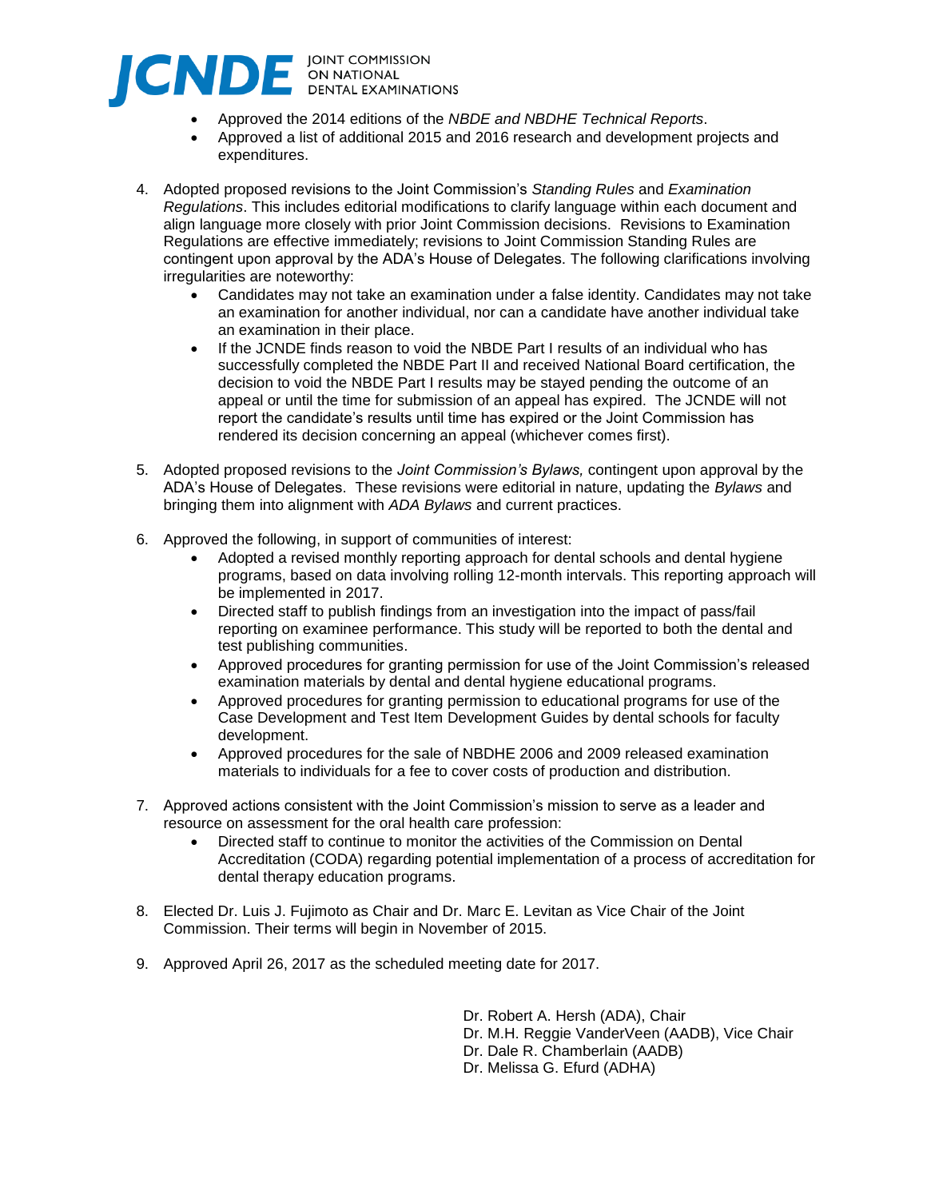- Approved the 2014 editions of the *NBDE and NBDHE Technical Reports*.
- Approved a list of additional 2015 and 2016 research and development projects and expenditures.

4. Adopted proposed revisions to the Joint Commission's *Standing Rules* and *Examination Regulations*. This includes editorial modifications to clarify language within each document and align language more closely with prior Joint Commission decisions. Revisions to Examination Regulations are effective immediately; revisions to Joint Commission Standing Rules are contingent upon approval by the ADA's House of Delegates. The following clarifications involving irregularities are noteworthy:
   - Candidates may not take an examination under a false identity. Candidates may not take an examination for another individual, nor can a candidate have another individual take an examination in their place.
   - If the JCNDE finds reason to void the NBDE Part I results of an individual who has successfully completed the NBDE Part II and received National Board certification, the decision to void the NBDE Part I results may be stayed pending the outcome of an appeal or until the time for submission of an appeal has expired. The JCNDE will not report the candidate's results until time has expired or the Joint Commission has rendered its decision concerning an appeal (whichever comes first).

5. Adopted proposed revisions to the *Joint Commission's Bylaws,* contingent upon approval by the ADA's House of Delegates. These revisions were editorial in nature, updating the *Bylaws* and bringing them into alignment with *ADA Bylaws* and current practices.

6. Approved the following, in support of communities of interest:
   - Adopted a revised monthly reporting approach for dental schools and dental hygiene programs, based on data involving rolling 12-month intervals. This reporting approach will be implemented in 2017.
   - Directed staff to publish findings from an investigation into the impact of pass/fail reporting on examinee performance. This study will be reported to both the dental and test publishing communities.
   - Approved procedures for granting permission for use of the Joint Commission's released examination materials by dental and dental hygiene educational programs.
   - Approved procedures for granting permission to educational programs for use of the Case Development and Test Item Development Guides by dental schools for faculty development.
   - Approved procedures for the sale of NBDHE 2006 and 2009 released examination materials to individuals for a fee to cover costs of production and distribution.

7. Approved actions consistent with the Joint Commission's mission to serve as a leader and resource on assessment for the oral health care profession:
   - Directed staff to continue to monitor the activities of the Commission on Dental Accreditation (CODA) regarding potential implementation of a process of accreditation for dental therapy education programs.

8. Elected Dr. Luis J. Fujimoto as Chair and Dr. Marc E. Levitan as Vice Chair of the Joint Commission. Their terms will begin in November of 2015.

9. Approved April 26, 2017 as the scheduled meeting date for 2017.

Dr. Robert A. Hersh (ADA), Chair
Dr. M.H. Reggie VanderVeen (AADB), Vice Chair
Dr. Dale R. Chamberlain (AADB)
Dr. Melissa G. Efurd (ADHA)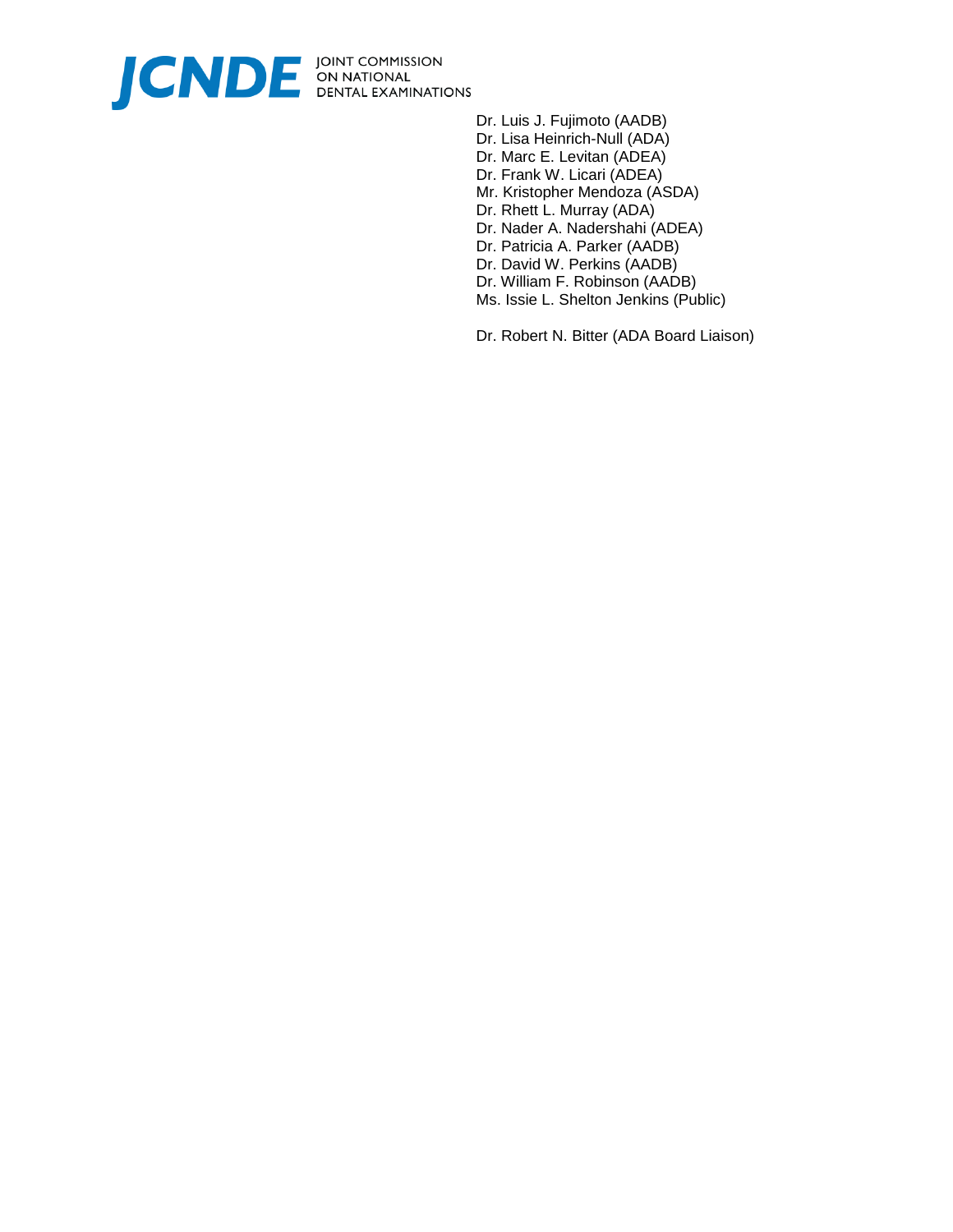**JCNDE** JOINT COMMISSION ON NATIONAL DENTAL EXAMINATIONS

Dr. Luis J. Fujimoto (AADB)
Dr. Lisa Heinrich-Null (ADA)
Dr. Marc E. Levitan (ADEA)
Dr. Frank W. Licari (ADEA)
Mr. Kristopher Mendoza (ASDA)
Dr. Rhett L. Murray (ADA)
Dr. Nader A. Nadershahi (ADEA)
Dr. Patricia A. Parker (AADB)
Dr. David W. Perkins (AADB)
Dr. William F. Robinson (AADB)
Ms. Issie L. Shelton Jenkins (Public)

Dr. Robert N. Bitter (ADA Board Liaison)